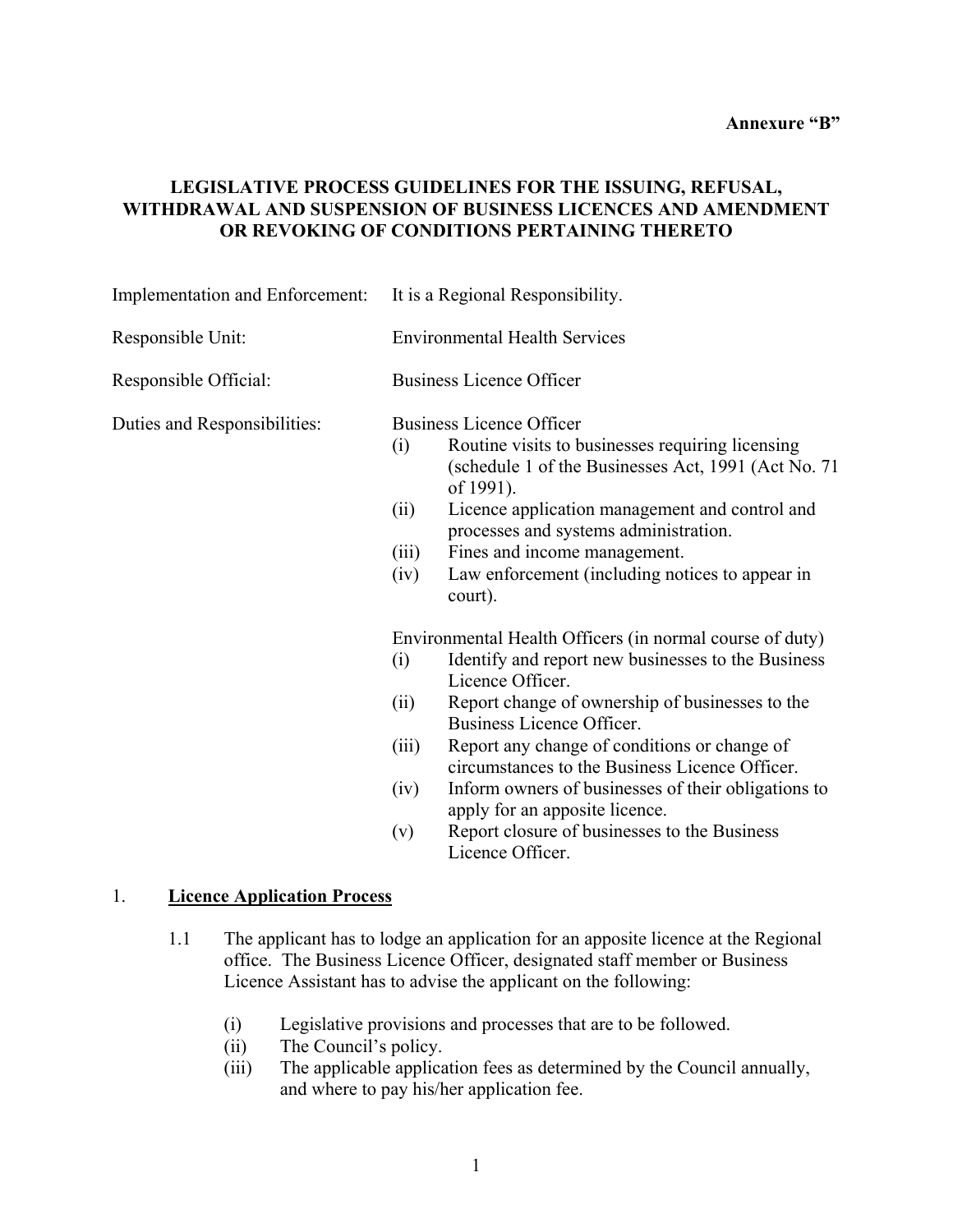**Annexure "B"**

# LEGISLATIVE PROCESS GUIDELINES FOR THE ISSUING, REFUSAL, WITHDRAWAL AND SUSPENSION OF BUSINESS LICENCES AND AMENDMENT OR REVOKING OF CONDITIONS PERTAINING THERETO

Implementation and Enforcement: It is a Regional Responsibility.

Responsible Unit: Environmental Health Services

Responsible Official: Business Licence Officer

Duties and Responsibilities:

Business Licence Officer

- (i) Routine visits to businesses requiring licensing (schedule 1 of the Businesses Act, 1991 (Act No. 71 of 1991).
- (ii) Licence application management and control and processes and systems administration.
- (iii) Fines and income management.
- (iv) Law enforcement (including notices to appear in court).

Environmental Health Officers (in normal course of duty)

- (i) Identify and report new businesses to the Business Licence Officer.
- (ii) Report change of ownership of businesses to the Business Licence Officer.
- (iii) Report any change of conditions or change of circumstances to the Business Licence Officer.
- (iv) Inform owners of businesses of their obligations to apply for an apposite licence.
- (v) Report closure of businesses to the Business Licence Officer.

## 1. **Licence Application Process**

1.1 The applicant has to lodge an application for an apposite licence at the Regional office. The Business Licence Officer, designated staff member or Business Licence Assistant has to advise the applicant on the following:

- (i) Legislative provisions and processes that are to be followed.
- (ii) The Council's policy.
- (iii) The applicable application fees as determined by the Council annually, and where to pay his/her application fee.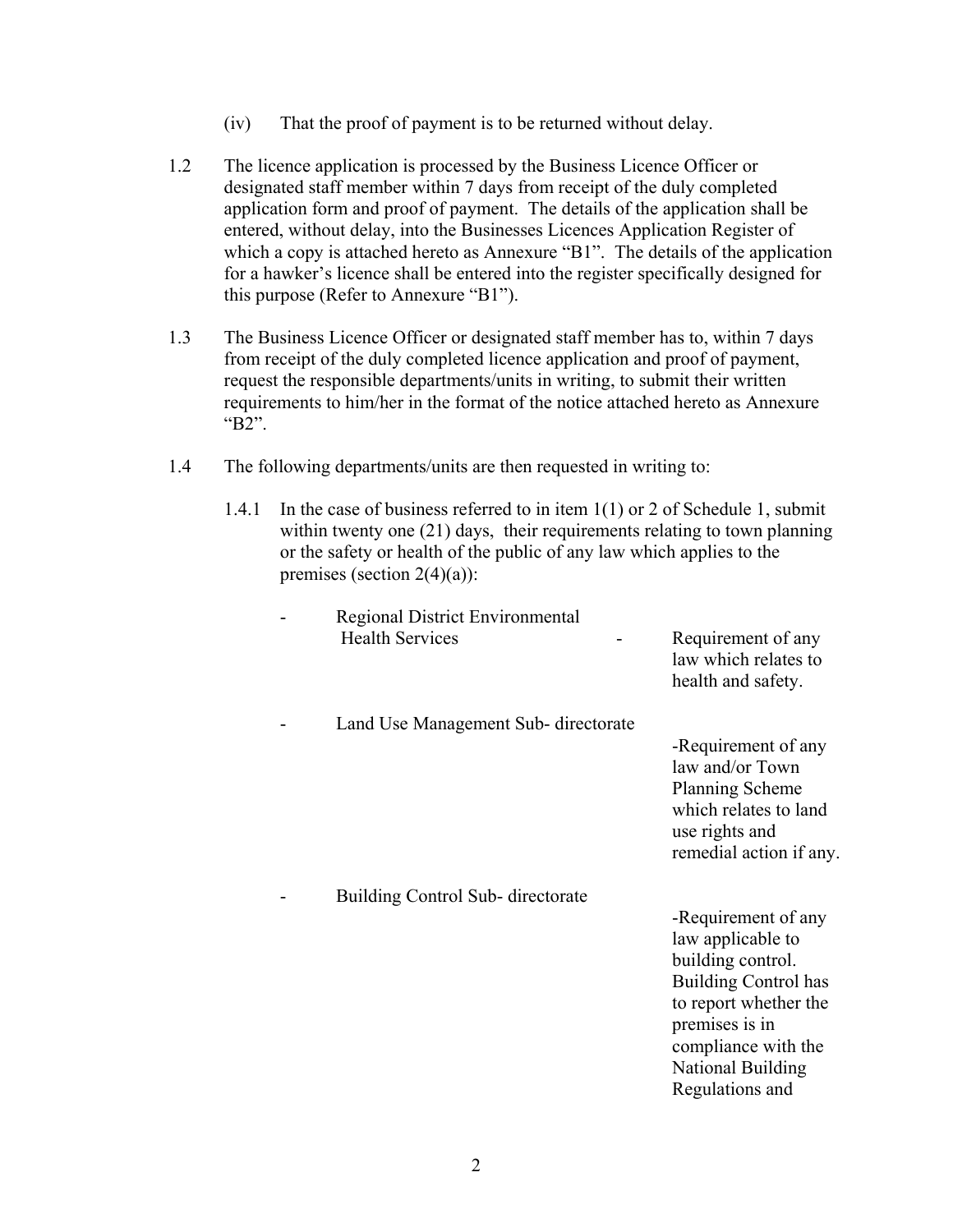(iv) That the proof of payment is to be returned without delay.

1.2 The licence application is processed by the Business Licence Officer or designated staff member within 7 days from receipt of the duly completed application form and proof of payment. The details of the application shall be entered, without delay, into the Businesses Licences Application Register of which a copy is attached hereto as Annexure "B1". The details of the application for a hawker's licence shall be entered into the register specifically designed for this purpose (Refer to Annexure "B1").

1.3 The Business Licence Officer or designated staff member has to, within 7 days from receipt of the duly completed licence application and proof of payment, request the responsible departments/units in writing, to submit their written requirements to him/her in the format of the notice attached hereto as Annexure "B2".

1.4 The following departments/units are then requested in writing to:

1.4.1 In the case of business referred to in item 1(1) or 2 of Schedule 1, submit within twenty one (21) days, their requirements relating to town planning or the safety or health of the public of any law which applies to the premises (section 2(4)(a)):

- Regional District Environmental Health Services - Requirement of any law which relates to health and safety.

- Land Use Management Sub- directorate -Requirement of any law and/or Town Planning Scheme which relates to land use rights and remedial action if any.

- Building Control Sub- directorate -Requirement of any law applicable to building control. Building Control has to report whether the premises is in compliance with the National Building Regulations and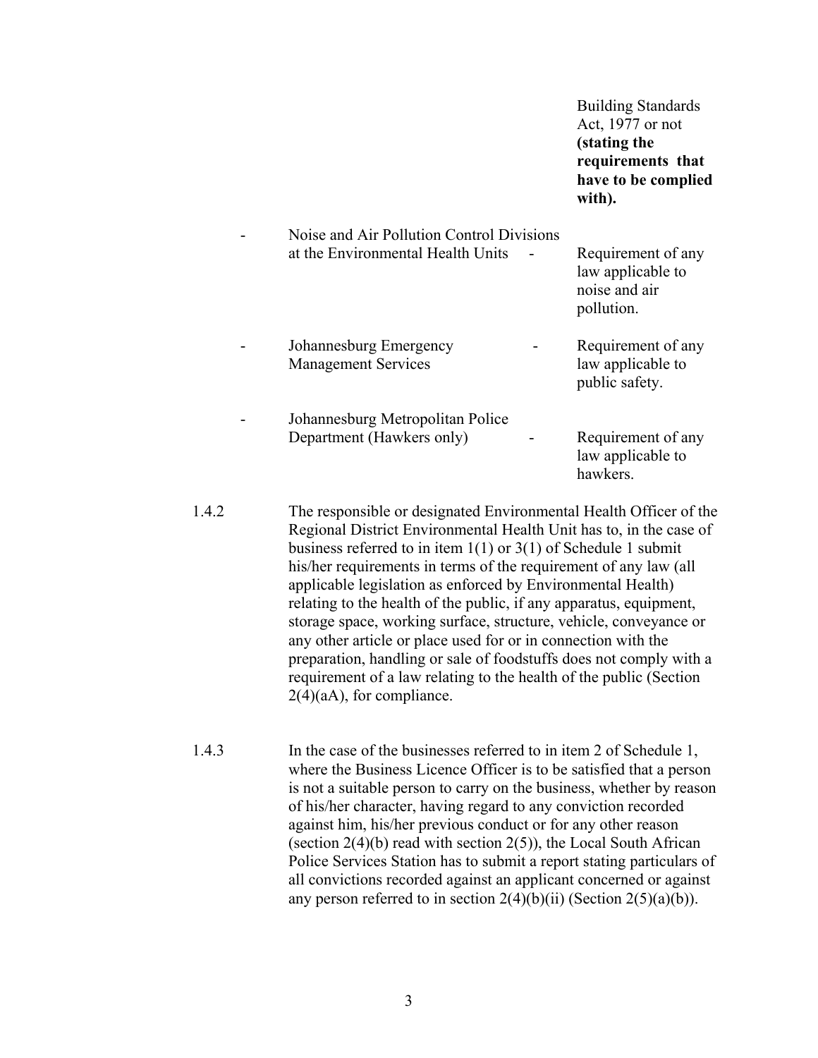| | | |
|---|---|---|
| | | Building Standards Act, 1977 or not **(stating the requirements that have to be complied with).** |
| - Noise and Air Pollution Control Divisions at the Environmental Health Units | - | Requirement of any law applicable to noise and air pollution. |
| - Johannesburg Emergency Management Services | - | Requirement of any law applicable to public safety. |
| - Johannesburg Metropolitan Police Department (Hawkers only) | - | Requirement of any law applicable to hawkers. |

1.4.2 The responsible or designated Environmental Health Officer of the Regional District Environmental Health Unit has to, in the case of business referred to in item 1(1) or 3(1) of Schedule 1 submit his/her requirements in terms of the requirement of any law (all applicable legislation as enforced by Environmental Health) relating to the health of the public, if any apparatus, equipment, storage space, working surface, structure, vehicle, conveyance or any other article or place used for or in connection with the preparation, handling or sale of foodstuffs does not comply with a requirement of a law relating to the health of the public (Section 2(4)(aA), for compliance.

1.4.3 In the case of the businesses referred to in item 2 of Schedule 1, where the Business Licence Officer is to be satisfied that a person is not a suitable person to carry on the business, whether by reason of his/her character, having regard to any conviction recorded against him, his/her previous conduct or for any other reason (section 2(4)(b) read with section 2(5)), the Local South African Police Services Station has to submit a report stating particulars of all convictions recorded against an applicant concerned or against any person referred to in section 2(4)(b)(ii) (Section 2(5)(a)(b)).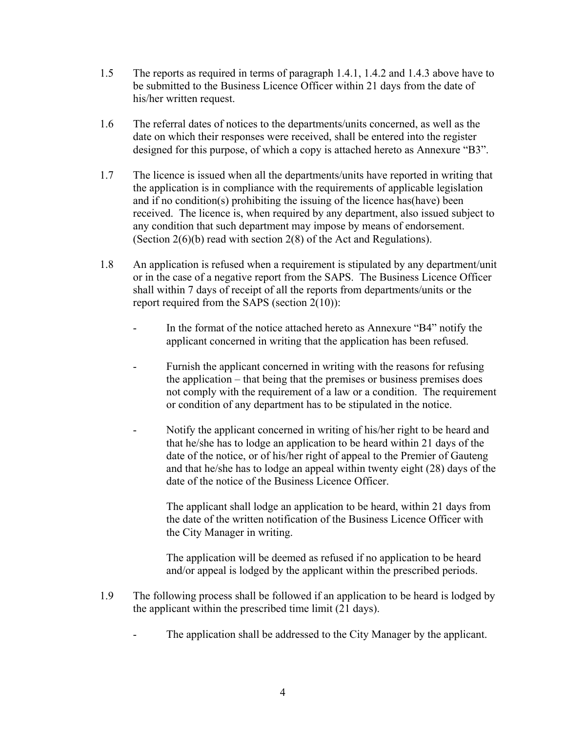1.5 The reports as required in terms of paragraph 1.4.1, 1.4.2 and 1.4.3 above have to be submitted to the Business Licence Officer within 21 days from the date of his/her written request.

1.6 The referral dates of notices to the departments/units concerned, as well as the date on which their responses were received, shall be entered into the register designed for this purpose, of which a copy is attached hereto as Annexure "B3".

1.7 The licence is issued when all the departments/units have reported in writing that the application is in compliance with the requirements of applicable legislation and if no condition(s) prohibiting the issuing of the licence has(have) been received. The licence is, when required by any department, also issued subject to any condition that such department may impose by means of endorsement. (Section 2(6)(b) read with section 2(8) of the Act and Regulations).

1.8 An application is refused when a requirement is stipulated by any department/unit or in the case of a negative report from the SAPS. The Business Licence Officer shall within 7 days of receipt of all the reports from departments/units or the report required from the SAPS (section 2(10)):

- In the format of the notice attached hereto as Annexure "B4" notify the applicant concerned in writing that the application has been refused.

- Furnish the applicant concerned in writing with the reasons for refusing the application – that being that the premises or business premises does not comply with the requirement of a law or a condition. The requirement or condition of any department has to be stipulated in the notice.

- Notify the applicant concerned in writing of his/her right to be heard and that he/she has to lodge an application to be heard within 21 days of the date of the notice, or of his/her right of appeal to the Premier of Gauteng and that he/she has to lodge an appeal within twenty eight (28) days of the date of the notice of the Business Licence Officer.

  The applicant shall lodge an application to be heard, within 21 days from the date of the written notification of the Business Licence Officer with the City Manager in writing.

  The application will be deemed as refused if no application to be heard and/or appeal is lodged by the applicant within the prescribed periods.

1.9 The following process shall be followed if an application to be heard is lodged by the applicant within the prescribed time limit (21 days).

- The application shall be addressed to the City Manager by the applicant.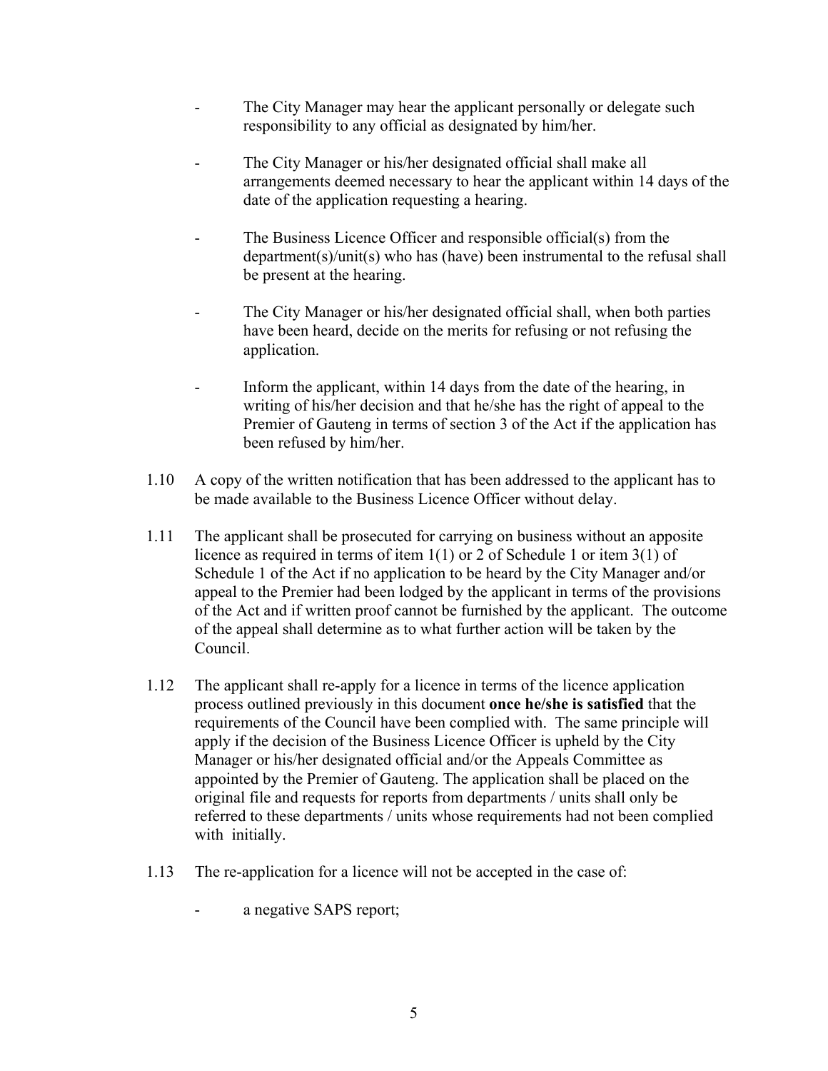- The City Manager may hear the applicant personally or delegate such responsibility to any official as designated by him/her.

- The City Manager or his/her designated official shall make all arrangements deemed necessary to hear the applicant within 14 days of the date of the application requesting a hearing.

- The Business Licence Officer and responsible official(s) from the department(s)/unit(s) who has (have) been instrumental to the refusal shall be present at the hearing.

- The City Manager or his/her designated official shall, when both parties have been heard, decide on the merits for refusing or not refusing the application.

- Inform the applicant, within 14 days from the date of the hearing, in writing of his/her decision and that he/she has the right of appeal to the Premier of Gauteng in terms of section 3 of the Act if the application has been refused by him/her.

1.10 A copy of the written notification that has been addressed to the applicant has to be made available to the Business Licence Officer without delay.

1.11 The applicant shall be prosecuted for carrying on business without an apposite licence as required in terms of item 1(1) or 2 of Schedule 1 or item 3(1) of Schedule 1 of the Act if no application to be heard by the City Manager and/or appeal to the Premier had been lodged by the applicant in terms of the provisions of the Act and if written proof cannot be furnished by the applicant. The outcome of the appeal shall determine as to what further action will be taken by the Council.

1.12 The applicant shall re-apply for a licence in terms of the licence application process outlined previously in this document **once he/she is satisfied** that the requirements of the Council have been complied with. The same principle will apply if the decision of the Business Licence Officer is upheld by the City Manager or his/her designated official and/or the Appeals Committee as appointed by the Premier of Gauteng. The application shall be placed on the original file and requests for reports from departments / units shall only be referred to these departments / units whose requirements had not been complied with initially.

1.13 The re-application for a licence will not be accepted in the case of:

- a negative SAPS report;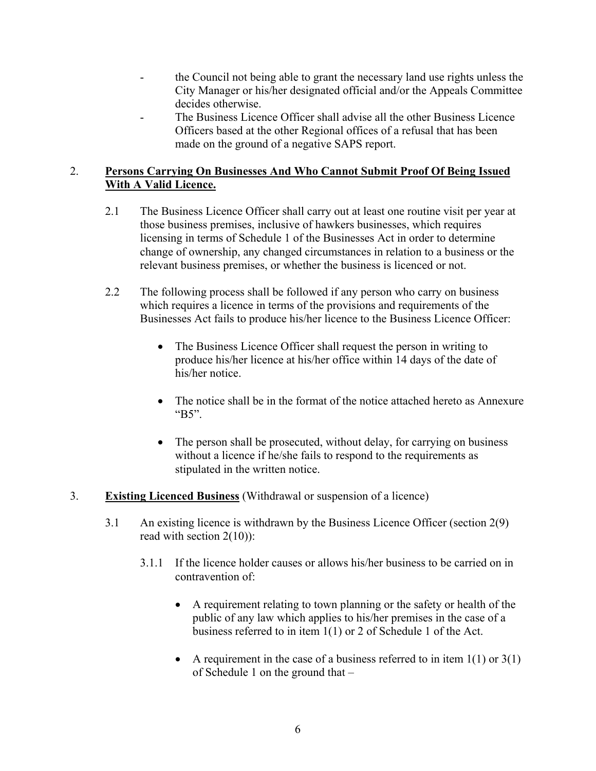- the Council not being able to grant the necessary land use rights unless the City Manager or his/her designated official and/or the Appeals Committee decides otherwise.
- The Business Licence Officer shall advise all the other Business Licence Officers based at the other Regional offices of a refusal that has been made on the ground of a negative SAPS report.

2. **<u>Persons Carrying On Businesses And Who Cannot Submit Proof Of Being Issued With A Valid Licence.</u>**

   2.1 The Business Licence Officer shall carry out at least one routine visit per year at those business premises, inclusive of hawkers businesses, which requires licensing in terms of Schedule 1 of the Businesses Act in order to determine change of ownership, any changed circumstances in relation to a business or the relevant business premises, or whether the business is licenced or not.

   2.2 The following process shall be followed if any person who carry on business which requires a licence in terms of the provisions and requirements of the Businesses Act fails to produce his/her licence to the Business Licence Officer:

   - The Business Licence Officer shall request the person in writing to produce his/her licence at his/her office within 14 days of the date of his/her notice.
   - The notice shall be in the format of the notice attached hereto as Annexure "B5".
   - The person shall be prosecuted, without delay, for carrying on business without a licence if he/she fails to respond to the requirements as stipulated in the written notice.

3. **<u>Existing Licenced Business</u>** (Withdrawal or suspension of a licence)

   3.1 An existing licence is withdrawn by the Business Licence Officer (section 2(9) read with section 2(10)):

   3.1.1 If the licence holder causes or allows his/her business to be carried on in contravention of:

   - A requirement relating to town planning or the safety or health of the public of any law which applies to his/her premises in the case of a business referred to in item 1(1) or 2 of Schedule 1 of the Act.
   - A requirement in the case of a business referred to in item 1(1) or 3(1) of Schedule 1 on the ground that –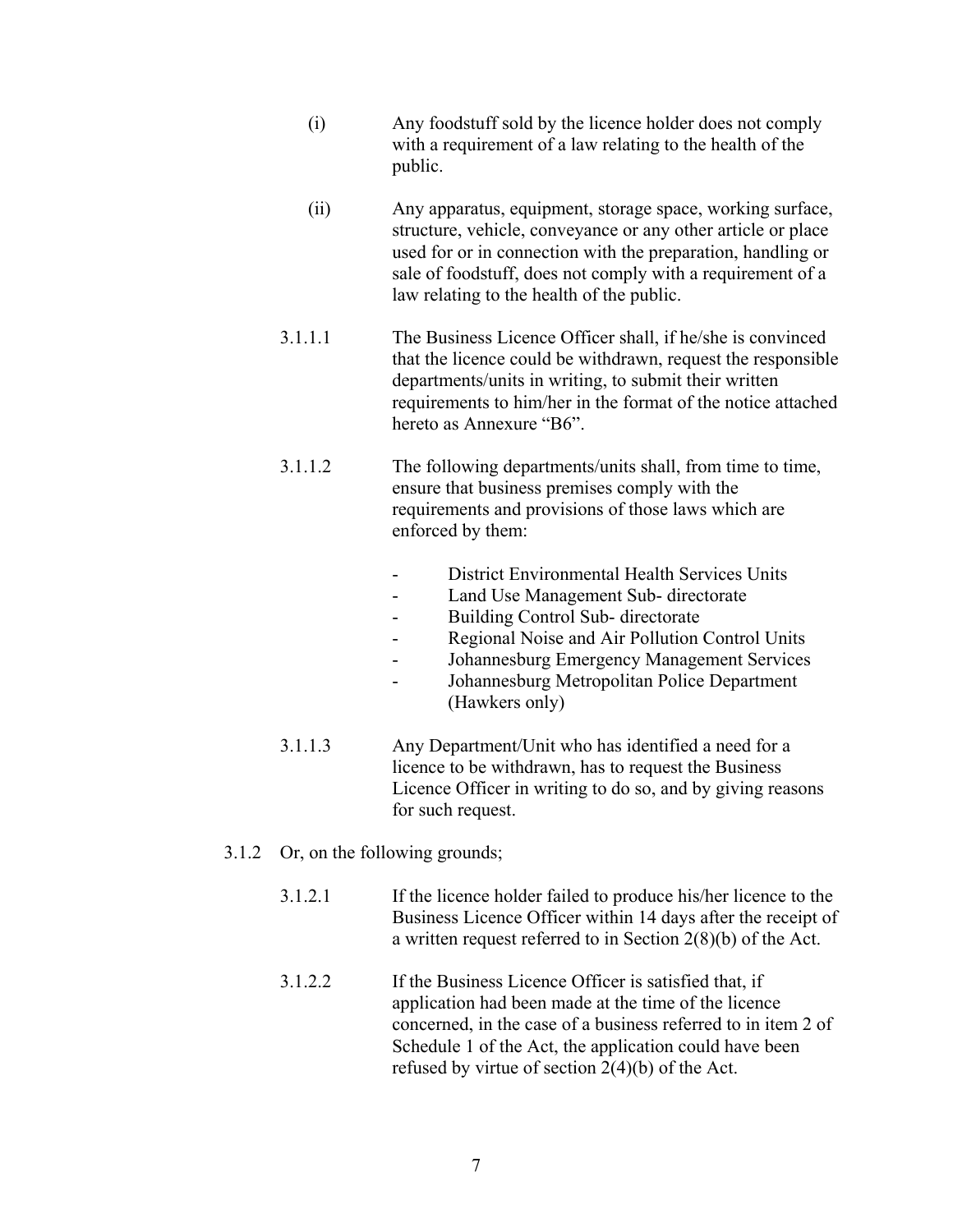(i) Any foodstuff sold by the licence holder does not comply with a requirement of a law relating to the health of the public.

(ii) Any apparatus, equipment, storage space, working surface, structure, vehicle, conveyance or any other article or place used for or in connection with the preparation, handling or sale of foodstuff, does not comply with a requirement of a law relating to the health of the public.

3.1.1.1 The Business Licence Officer shall, if he/she is convinced that the licence could be withdrawn, request the responsible departments/units in writing, to submit their written requirements to him/her in the format of the notice attached hereto as Annexure "B6".

3.1.1.2 The following departments/units shall, from time to time, ensure that business premises comply with the requirements and provisions of those laws which are enforced by them:

- District Environmental Health Services Units
- Land Use Management Sub- directorate
- Building Control Sub- directorate
- Regional Noise and Air Pollution Control Units
- Johannesburg Emergency Management Services
- Johannesburg Metropolitan Police Department (Hawkers only)

3.1.1.3 Any Department/Unit who has identified a need for a licence to be withdrawn, has to request the Business Licence Officer in writing to do so, and by giving reasons for such request.

3.1.2 Or, on the following grounds;

3.1.2.1 If the licence holder failed to produce his/her licence to the Business Licence Officer within 14 days after the receipt of a written request referred to in Section 2(8)(b) of the Act.

3.1.2.2 If the Business Licence Officer is satisfied that, if application had been made at the time of the licence concerned, in the case of a business referred to in item 2 of Schedule 1 of the Act, the application could have been refused by virtue of section 2(4)(b) of the Act.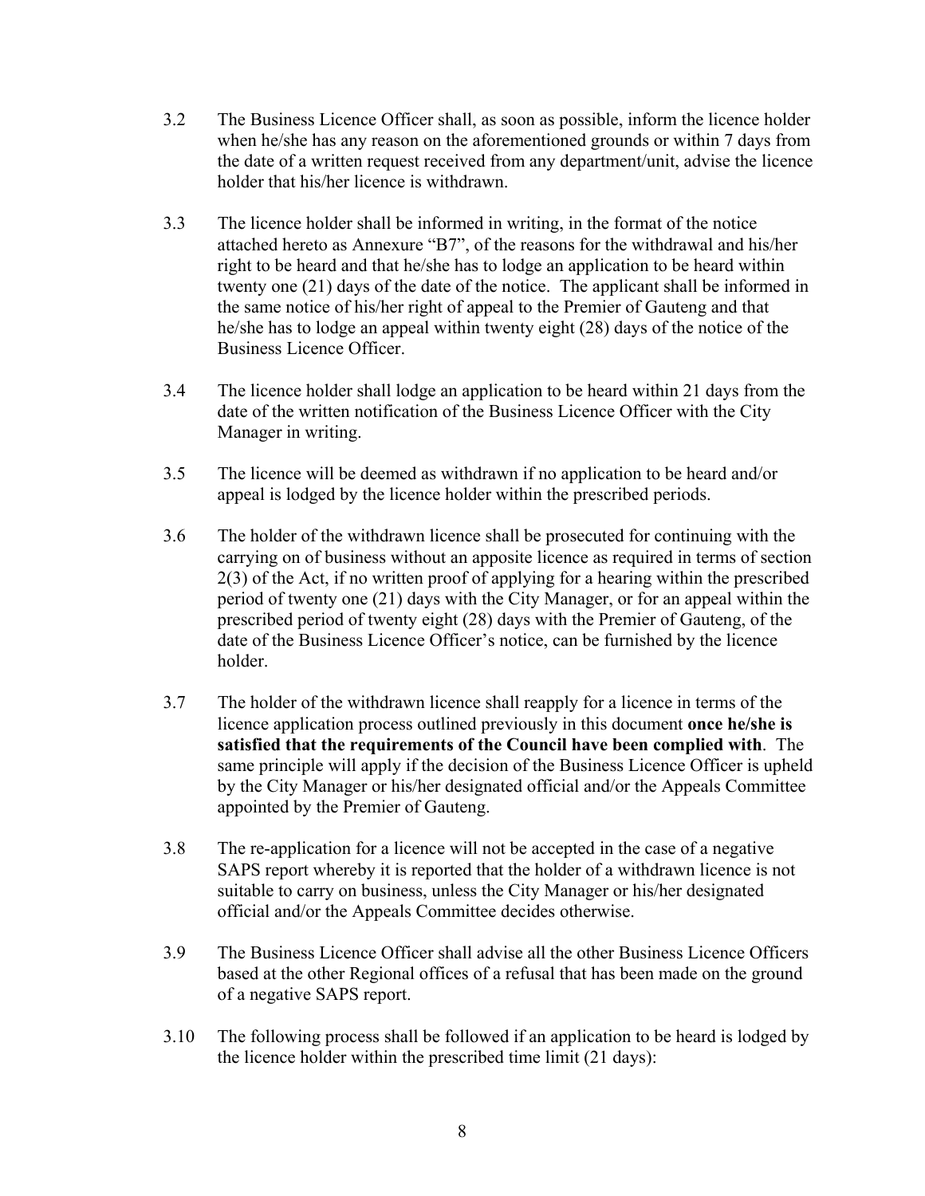3.2 The Business Licence Officer shall, as soon as possible, inform the licence holder when he/she has any reason on the aforementioned grounds or within 7 days from the date of a written request received from any department/unit, advise the licence holder that his/her licence is withdrawn.

3.3 The licence holder shall be informed in writing, in the format of the notice attached hereto as Annexure "B7", of the reasons for the withdrawal and his/her right to be heard and that he/she has to lodge an application to be heard within twenty one (21) days of the date of the notice. The applicant shall be informed in the same notice of his/her right of appeal to the Premier of Gauteng and that he/she has to lodge an appeal within twenty eight (28) days of the notice of the Business Licence Officer.

3.4 The licence holder shall lodge an application to be heard within 21 days from the date of the written notification of the Business Licence Officer with the City Manager in writing.

3.5 The licence will be deemed as withdrawn if no application to be heard and/or appeal is lodged by the licence holder within the prescribed periods.

3.6 The holder of the withdrawn licence shall be prosecuted for continuing with the carrying on of business without an apposite licence as required in terms of section 2(3) of the Act, if no written proof of applying for a hearing within the prescribed period of twenty one (21) days with the City Manager, or for an appeal within the prescribed period of twenty eight (28) days with the Premier of Gauteng, of the date of the Business Licence Officer's notice, can be furnished by the licence holder.

3.7 The holder of the withdrawn licence shall reapply for a licence in terms of the licence application process outlined previously in this document **once he/she is satisfied that the requirements of the Council have been complied with**. The same principle will apply if the decision of the Business Licence Officer is upheld by the City Manager or his/her designated official and/or the Appeals Committee appointed by the Premier of Gauteng.

3.8 The re-application for a licence will not be accepted in the case of a negative SAPS report whereby it is reported that the holder of a withdrawn licence is not suitable to carry on business, unless the City Manager or his/her designated official and/or the Appeals Committee decides otherwise.

3.9 The Business Licence Officer shall advise all the other Business Licence Officers based at the other Regional offices of a refusal that has been made on the ground of a negative SAPS report.

3.10 The following process shall be followed if an application to be heard is lodged by the licence holder within the prescribed time limit (21 days):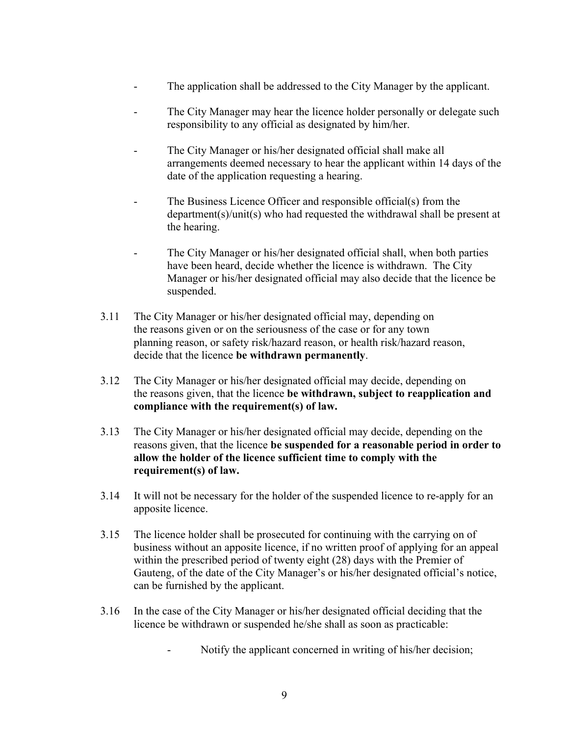- The application shall be addressed to the City Manager by the applicant.

- The City Manager may hear the licence holder personally or delegate such responsibility to any official as designated by him/her.

- The City Manager or his/her designated official shall make all arrangements deemed necessary to hear the applicant within 14 days of the date of the application requesting a hearing.

- The Business Licence Officer and responsible official(s) from the department(s)/unit(s) who had requested the withdrawal shall be present at the hearing.

- The City Manager or his/her designated official shall, when both parties have been heard, decide whether the licence is withdrawn. The City Manager or his/her designated official may also decide that the licence be suspended.

3.11 The City Manager or his/her designated official may, depending on the reasons given or on the seriousness of the case or for any town planning reason, or safety risk/hazard reason, or health risk/hazard reason, decide that the licence **be withdrawn permanently**.

3.12 The City Manager or his/her designated official may decide, depending on the reasons given, that the licence **be withdrawn, subject to reapplication and compliance with the requirement(s) of law.**

3.13 The City Manager or his/her designated official may decide, depending on the reasons given, that the licence **be suspended for a reasonable period in order to allow the holder of the licence sufficient time to comply with the requirement(s) of law.**

3.14 It will not be necessary for the holder of the suspended licence to re-apply for an apposite licence.

3.15 The licence holder shall be prosecuted for continuing with the carrying on of business without an apposite licence, if no written proof of applying for an appeal within the prescribed period of twenty eight (28) days with the Premier of Gauteng, of the date of the City Manager's or his/her designated official's notice, can be furnished by the applicant.

3.16 In the case of the City Manager or his/her designated official deciding that the licence be withdrawn or suspended he/she shall as soon as practicable:

  - Notify the applicant concerned in writing of his/her decision;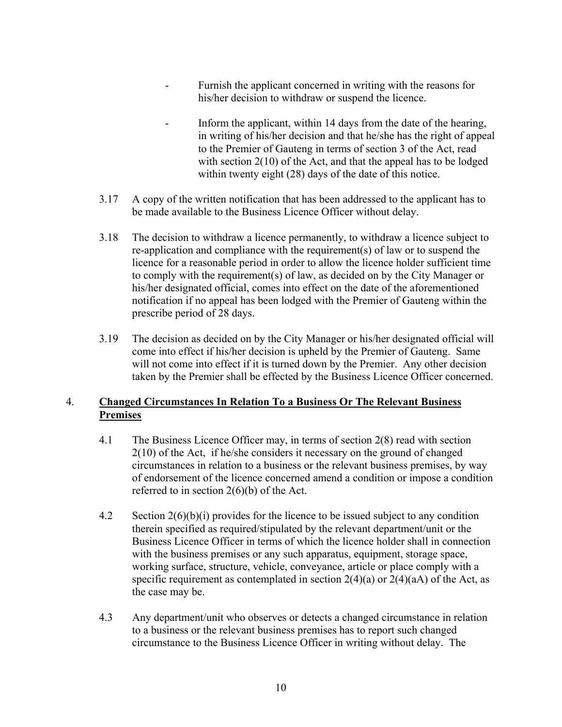- Furnish the applicant concerned in writing with the reasons for his/her decision to withdraw or suspend the licence.

- Inform the applicant, within 14 days from the date of the hearing, in writing of his/her decision and that he/she has the right of appeal to the Premier of Gauteng in terms of section 3 of the Act, read with section 2(10) of the Act, and that the appeal has to be lodged within twenty eight (28) days of the date of this notice.

3.17 A copy of the written notification that has been addressed to the applicant has to be made available to the Business Licence Officer without delay.

3.18 The decision to withdraw a licence permanently, to withdraw a licence subject to re-application and compliance with the requirement(s) of law or to suspend the licence for a reasonable period in order to allow the licence holder sufficient time to comply with the requirement(s) of law, as decided on by the City Manager or his/her designated official, comes into effect on the date of the aforementioned notification if no appeal has been lodged with the Premier of Gauteng within the prescribe period of 28 days.

3.19 The decision as decided on by the City Manager or his/her designated official will come into effect if his/her decision is upheld by the Premier of Gauteng. Same will not come into effect if it is turned down by the Premier. Any other decision taken by the Premier shall be effected by the Business Licence Officer concerned.

## 4. <u>Changed Circumstances In Relation To a Business Or The Relevant Business Premises</u>

4.1 The Business Licence Officer may, in terms of section 2(8) read with section 2(10) of the Act, if he/she considers it necessary on the ground of changed circumstances in relation to a business or the relevant business premises, by way of endorsement of the licence concerned amend a condition or impose a condition referred to in section 2(6)(b) of the Act.

4.2 Section 2(6)(b)(i) provides for the licence to be issued subject to any condition therein specified as required/stipulated by the relevant department/unit or the Business Licence Officer in terms of which the licence holder shall in connection with the business premises or any such apparatus, equipment, storage space, working surface, structure, vehicle, conveyance, article or place comply with a specific requirement as contemplated in section 2(4)(a) or 2(4)(aA) of the Act, as the case may be.

4.3 Any department/unit who observes or detects a changed circumstance in relation to a business or the relevant business premises has to report such changed circumstance to the Business Licence Officer in writing without delay. The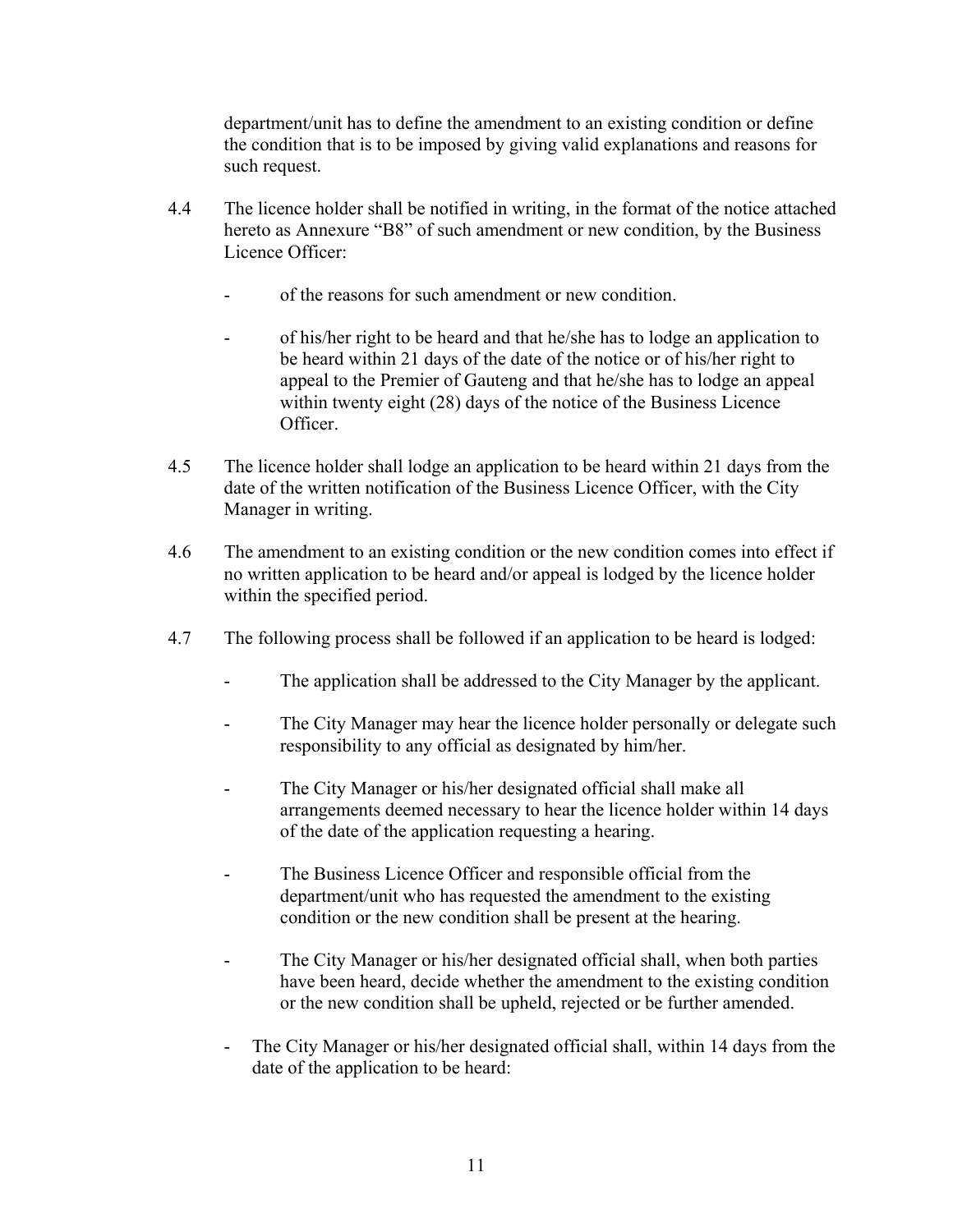department/unit has to define the amendment to an existing condition or define the condition that is to be imposed by giving valid explanations and reasons for such request.

4.4 The licence holder shall be notified in writing, in the format of the notice attached hereto as Annexure "B8" of such amendment or new condition, by the Business Licence Officer:

- of the reasons for such amendment or new condition.
- of his/her right to be heard and that he/she has to lodge an application to be heard within 21 days of the date of the notice or of his/her right to appeal to the Premier of Gauteng and that he/she has to lodge an appeal within twenty eight (28) days of the notice of the Business Licence Officer.

4.5 The licence holder shall lodge an application to be heard within 21 days from the date of the written notification of the Business Licence Officer, with the City Manager in writing.

4.6 The amendment to an existing condition or the new condition comes into effect if no written application to be heard and/or appeal is lodged by the licence holder within the specified period.

4.7 The following process shall be followed if an application to be heard is lodged:

- The application shall be addressed to the City Manager by the applicant.
- The City Manager may hear the licence holder personally or delegate such responsibility to any official as designated by him/her.
- The City Manager or his/her designated official shall make all arrangements deemed necessary to hear the licence holder within 14 days of the date of the application requesting a hearing.
- The Business Licence Officer and responsible official from the department/unit who has requested the amendment to the existing condition or the new condition shall be present at the hearing.
- The City Manager or his/her designated official shall, when both parties have been heard, decide whether the amendment to the existing condition or the new condition shall be upheld, rejected or be further amended.
- The City Manager or his/her designated official shall, within 14 days from the date of the application to be heard: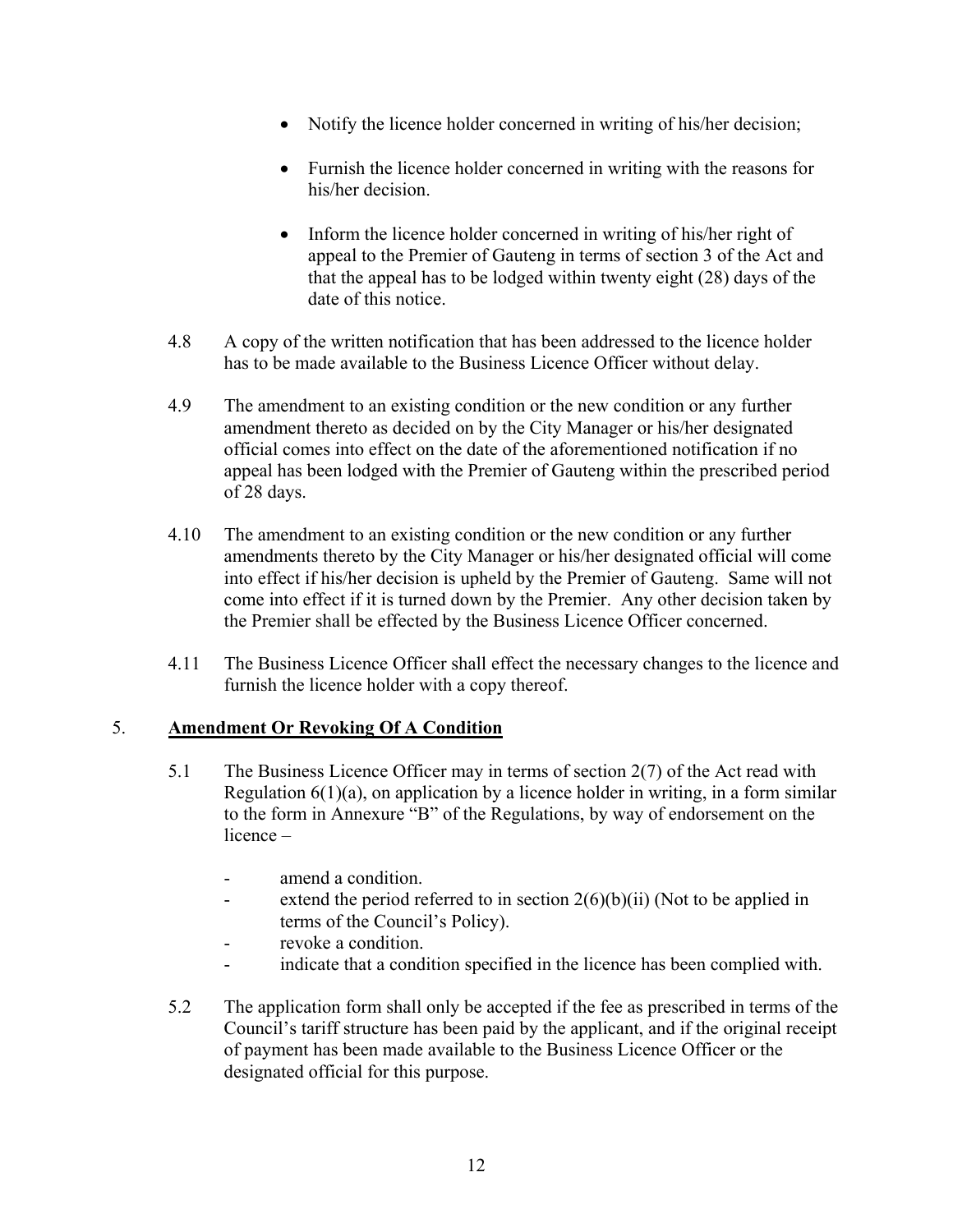- Notify the licence holder concerned in writing of his/her decision;

- Furnish the licence holder concerned in writing with the reasons for his/her decision.

- Inform the licence holder concerned in writing of his/her right of appeal to the Premier of Gauteng in terms of section 3 of the Act and that the appeal has to be lodged within twenty eight (28) days of the date of this notice.

4.8 A copy of the written notification that has been addressed to the licence holder has to be made available to the Business Licence Officer without delay.

4.9 The amendment to an existing condition or the new condition or any further amendment thereto as decided on by the City Manager or his/her designated official comes into effect on the date of the aforementioned notification if no appeal has been lodged with the Premier of Gauteng within the prescribed period of 28 days.

4.10 The amendment to an existing condition or the new condition or any further amendments thereto by the City Manager or his/her designated official will come into effect if his/her decision is upheld by the Premier of Gauteng. Same will not come into effect if it is turned down by the Premier. Any other decision taken by the Premier shall be effected by the Business Licence Officer concerned.

4.11 The Business Licence Officer shall effect the necessary changes to the licence and furnish the licence holder with a copy thereof.

## 5. <u>Amendment Or Revoking Of A Condition</u>

5.1 The Business Licence Officer may in terms of section 2(7) of the Act read with Regulation 6(1)(a), on application by a licence holder in writing, in a form similar to the form in Annexure "B" of the Regulations, by way of endorsement on the licence –

- amend a condition.
- extend the period referred to in section 2(6)(b)(ii) (Not to be applied in terms of the Council's Policy).
- revoke a condition.
- indicate that a condition specified in the licence has been complied with.

5.2 The application form shall only be accepted if the fee as prescribed in terms of the Council's tariff structure has been paid by the applicant, and if the original receipt of payment has been made available to the Business Licence Officer or the designated official for this purpose.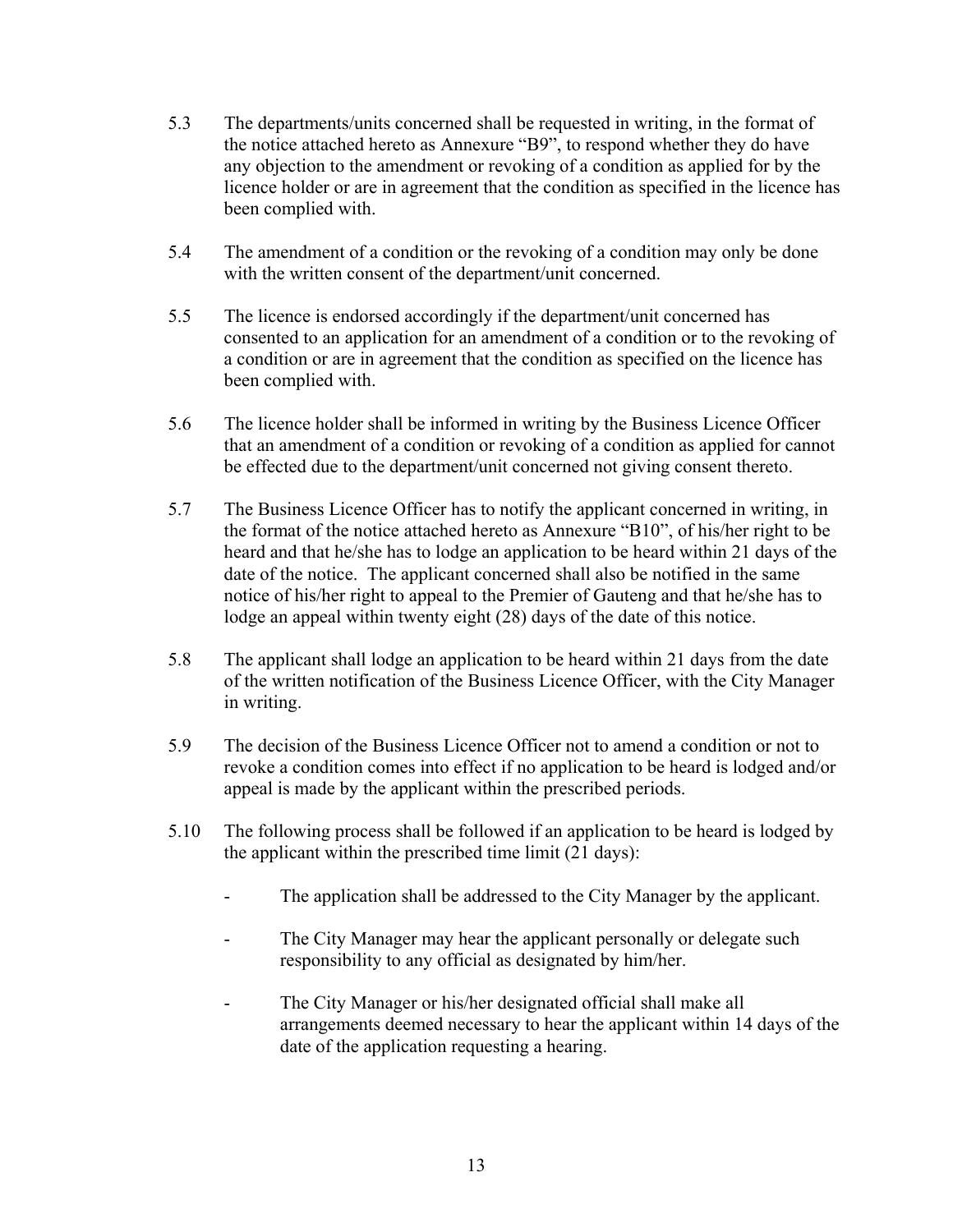5.3 The departments/units concerned shall be requested in writing, in the format of the notice attached hereto as Annexure "B9", to respond whether they do have any objection to the amendment or revoking of a condition as applied for by the licence holder or are in agreement that the condition as specified in the licence has been complied with.

5.4 The amendment of a condition or the revoking of a condition may only be done with the written consent of the department/unit concerned.

5.5 The licence is endorsed accordingly if the department/unit concerned has consented to an application for an amendment of a condition or to the revoking of a condition or are in agreement that the condition as specified on the licence has been complied with.

5.6 The licence holder shall be informed in writing by the Business Licence Officer that an amendment of a condition or revoking of a condition as applied for cannot be effected due to the department/unit concerned not giving consent thereto.

5.7 The Business Licence Officer has to notify the applicant concerned in writing, in the format of the notice attached hereto as Annexure "B10", of his/her right to be heard and that he/she has to lodge an application to be heard within 21 days of the date of the notice. The applicant concerned shall also be notified in the same notice of his/her right to appeal to the Premier of Gauteng and that he/she has to lodge an appeal within twenty eight (28) days of the date of this notice.

5.8 The applicant shall lodge an application to be heard within 21 days from the date of the written notification of the Business Licence Officer, with the City Manager in writing.

5.9 The decision of the Business Licence Officer not to amend a condition or not to revoke a condition comes into effect if no application to be heard is lodged and/or appeal is made by the applicant within the prescribed periods.

5.10 The following process shall be followed if an application to be heard is lodged by the applicant within the prescribed time limit (21 days):

- The application shall be addressed to the City Manager by the applicant.
- The City Manager may hear the applicant personally or delegate such responsibility to any official as designated by him/her.
- The City Manager or his/her designated official shall make all arrangements deemed necessary to hear the applicant within 14 days of the date of the application requesting a hearing.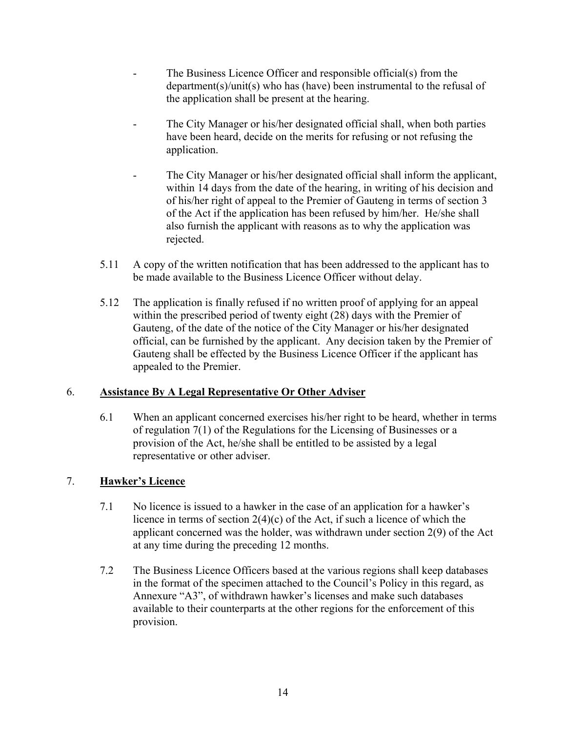- The Business Licence Officer and responsible official(s) from the department(s)/unit(s) who has (have) been instrumental to the refusal of the application shall be present at the hearing.

- The City Manager or his/her designated official shall, when both parties have been heard, decide on the merits for refusing or not refusing the application.

- The City Manager or his/her designated official shall inform the applicant, within 14 days from the date of the hearing, in writing of his decision and of his/her right of appeal to the Premier of Gauteng in terms of section 3 of the Act if the application has been refused by him/her. He/she shall also furnish the applicant with reasons as to why the application was rejected.

5.11 A copy of the written notification that has been addressed to the applicant has to be made available to the Business Licence Officer without delay.

5.12 The application is finally refused if no written proof of applying for an appeal within the prescribed period of twenty eight (28) days with the Premier of Gauteng, of the date of the notice of the City Manager or his/her designated official, can be furnished by the applicant. Any decision taken by the Premier of Gauteng shall be effected by the Business Licence Officer if the applicant has appealed to the Premier.

## 6. **Assistance By A Legal Representative Or Other Adviser**

6.1 When an applicant concerned exercises his/her right to be heard, whether in terms of regulation 7(1) of the Regulations for the Licensing of Businesses or a provision of the Act, he/she shall be entitled to be assisted by a legal representative or other adviser.

## 7. **Hawker's Licence**

7.1 No licence is issued to a hawker in the case of an application for a hawker's licence in terms of section 2(4)(c) of the Act, if such a licence of which the applicant concerned was the holder, was withdrawn under section 2(9) of the Act at any time during the preceding 12 months.

7.2 The Business Licence Officers based at the various regions shall keep databases in the format of the specimen attached to the Council's Policy in this regard, as Annexure "A3", of withdrawn hawker's licenses and make such databases available to their counterparts at the other regions for the enforcement of this provision.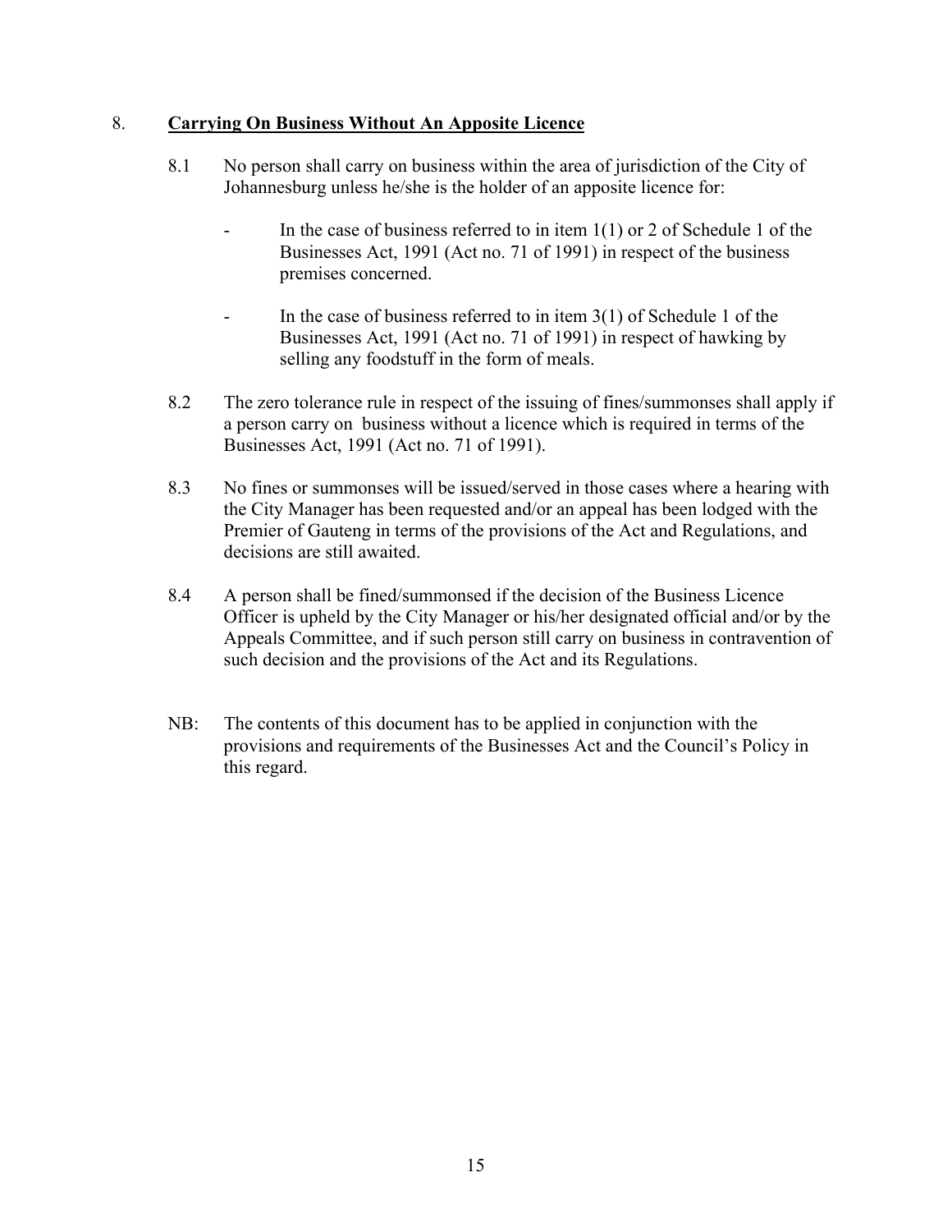## 8. **Carrying On Business Without An Apposite Licence**

8.1 No person shall carry on business within the area of jurisdiction of the City of Johannesburg unless he/she is the holder of an apposite licence for:

- In the case of business referred to in item 1(1) or 2 of Schedule 1 of the Businesses Act, 1991 (Act no. 71 of 1991) in respect of the business premises concerned.

- In the case of business referred to in item 3(1) of Schedule 1 of the Businesses Act, 1991 (Act no. 71 of 1991) in respect of hawking by selling any foodstuff in the form of meals.

8.2 The zero tolerance rule in respect of the issuing of fines/summonses shall apply if a person carry on business without a licence which is required in terms of the Businesses Act, 1991 (Act no. 71 of 1991).

8.3 No fines or summonses will be issued/served in those cases where a hearing with the City Manager has been requested and/or an appeal has been lodged with the Premier of Gauteng in terms of the provisions of the Act and Regulations, and decisions are still awaited.

8.4 A person shall be fined/summonsed if the decision of the Business Licence Officer is upheld by the City Manager or his/her designated official and/or by the Appeals Committee, and if such person still carry on business in contravention of such decision and the provisions of the Act and its Regulations.

NB: The contents of this document has to be applied in conjunction with the provisions and requirements of the Businesses Act and the Council's Policy in this regard.